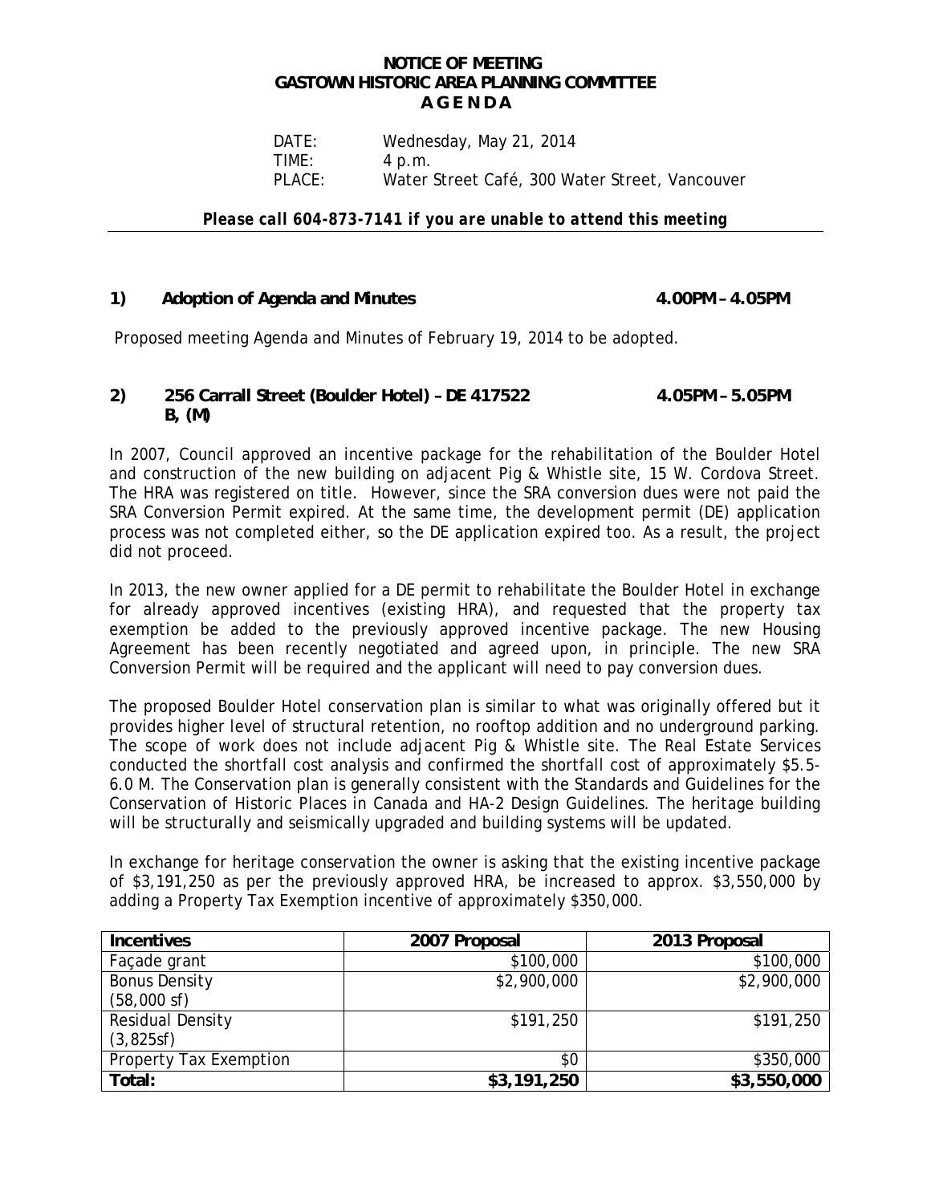# NOTICE OF MEETING
# GASTOWN HISTORIC AREA PLANNING COMMITTEE
# A G E N D A

DATE: Wednesday, May 21, 2014
TIME: 4 p.m.
PLACE: Water Street Café, 300 Water Street, Vancouver

***Please call 604-873-7141 if you are unable to attend this meeting***

---

## 1) Adoption of Agenda and Minutes — 4.00PM – 4.05PM

Proposed meeting Agenda and Minutes of February 19, 2014 to be adopted.

## 2) 256 Carrall Street (Boulder Hotel) – DE 417522 B, (M) — 4.05PM – 5.05PM

In 2007, Council approved an incentive package for the rehabilitation of the Boulder Hotel and construction of the new building on adjacent Pig & Whistle site, 15 W. Cordova Street. The HRA was registered on title. However, since the SRA conversion dues were not paid the SRA Conversion Permit expired. At the same time, the development permit (DE) application process was not completed either, so the DE application expired too. As a result, the project did not proceed.

In 2013, the new owner applied for a DE permit to rehabilitate the Boulder Hotel in exchange for already approved incentives (existing HRA), and requested that the property tax exemption be added to the previously approved incentive package. The new Housing Agreement has been recently negotiated and agreed upon, in principle. The new SRA Conversion Permit will be required and the applicant will need to pay conversion dues.

The proposed Boulder Hotel conservation plan is similar to what was originally offered but it provides higher level of structural retention, no rooftop addition and no underground parking. The scope of work does not include adjacent Pig & Whistle site. The Real Estate Services conducted the shortfall cost analysis and confirmed the shortfall cost of approximately \$5.5-6.0 M. The Conservation plan is generally consistent with the Standards and Guidelines for the Conservation of Historic Places in Canada and HA-2 Design Guidelines. The heritage building will be structurally and seismically upgraded and building systems will be updated.

In exchange for heritage conservation the owner is asking that the existing incentive package of \$3,191,250 as per the previously approved HRA, be increased to approx. \$3,550,000 by adding a Property Tax Exemption incentive of approximately \$350,000.

| **Incentives** | **2007 Proposal** | **2013 Proposal** |
|---|---:|---:|
| Façade grant | \$100,000 | \$100,000 |
| Bonus Density (58,000 sf) | \$2,900,000 | \$2,900,000 |
| Residual Density (3,825sf) | \$191,250 | \$191,250 |
| Property Tax Exemption | \$0 | \$350,000 |
| **Total:** | **\$3,191,250** | **\$3,550,000** |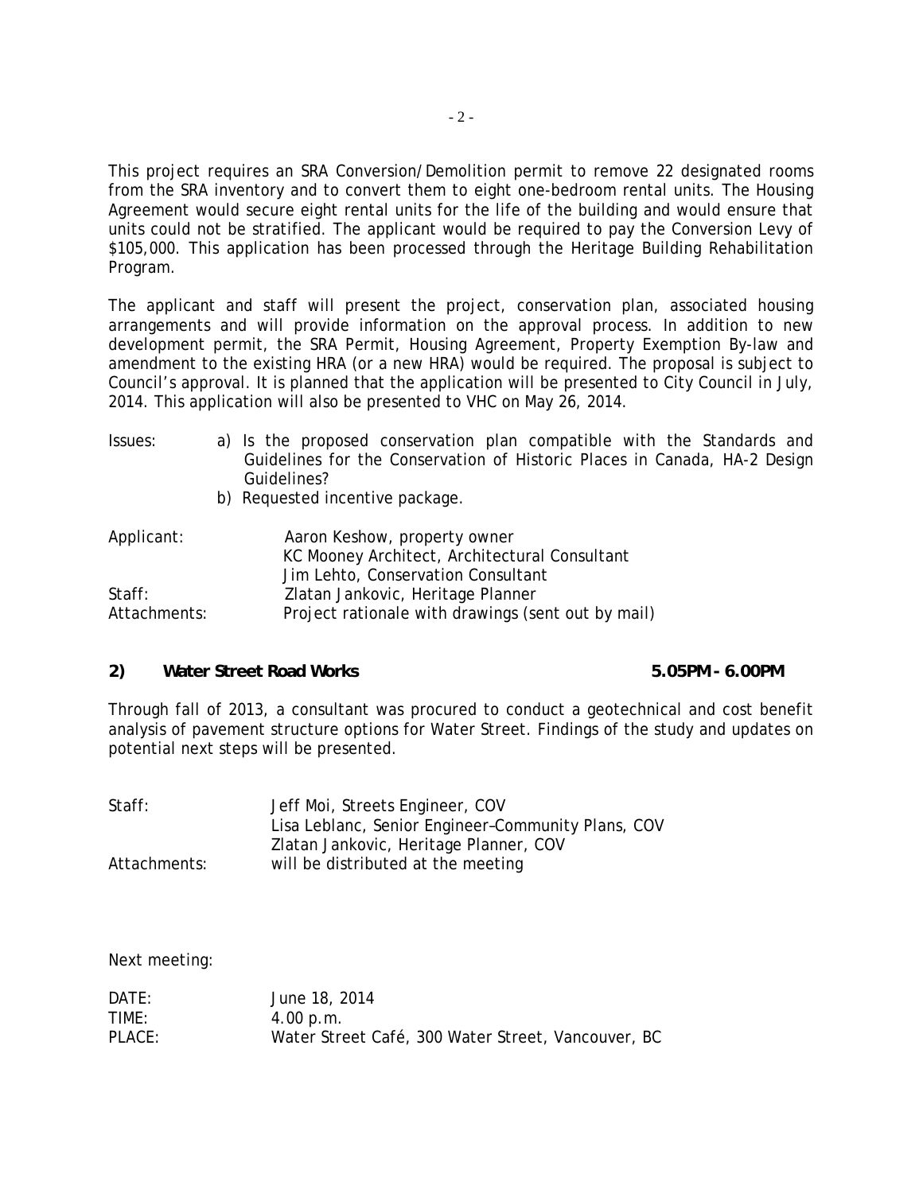This project requires an SRA Conversion/Demolition permit to remove 22 designated rooms from the SRA inventory and to convert them to eight one-bedroom rental units. The Housing Agreement would secure eight rental units for the life of the building and would ensure that units could not be stratified. The applicant would be required to pay the Conversion Levy of $105,000. This application has been processed through the Heritage Building Rehabilitation Program.

The applicant and staff will present the project, conservation plan, associated housing arrangements and will provide information on the approval process. In addition to new development permit, the SRA Permit, Housing Agreement, Property Exemption By-law and amendment to the existing HRA (or a new HRA) would be required. The proposal is subject to Council's approval. It is planned that the application will be presented to City Council in July, 2014. This application will also be presented to VHC on May 26, 2014.

Issues:
- a) Is the proposed conservation plan compatible with the Standards and Guidelines for the Conservation of Historic Places in Canada, HA-2 Design Guidelines?
- b) Requested incentive package.

Applicant: Aaron Keshow, property owner
KC Mooney Architect, Architectural Consultant
Jim Lehto, Conservation Consultant

Staff: Zlatan Jankovic, Heritage Planner

Attachments: Project rationale with drawings (sent out by mail)

**2) Water Street Road Works 5.05PM - 6.00PM**

Through fall of 2013, a consultant was procured to conduct a geotechnical and cost benefit analysis of pavement structure options for Water Street. Findings of the study and updates on potential next steps will be presented.

Staff: Jeff Moi, Streets Engineer, COV
Lisa Leblanc, Senior Engineer–Community Plans, COV
Zlatan Jankovic, Heritage Planner, COV

Attachments: will be distributed at the meeting

Next meeting:

DATE: June 18, 2014
TIME: 4.00 p.m.
PLACE: Water Street Café, 300 Water Street, Vancouver, BC